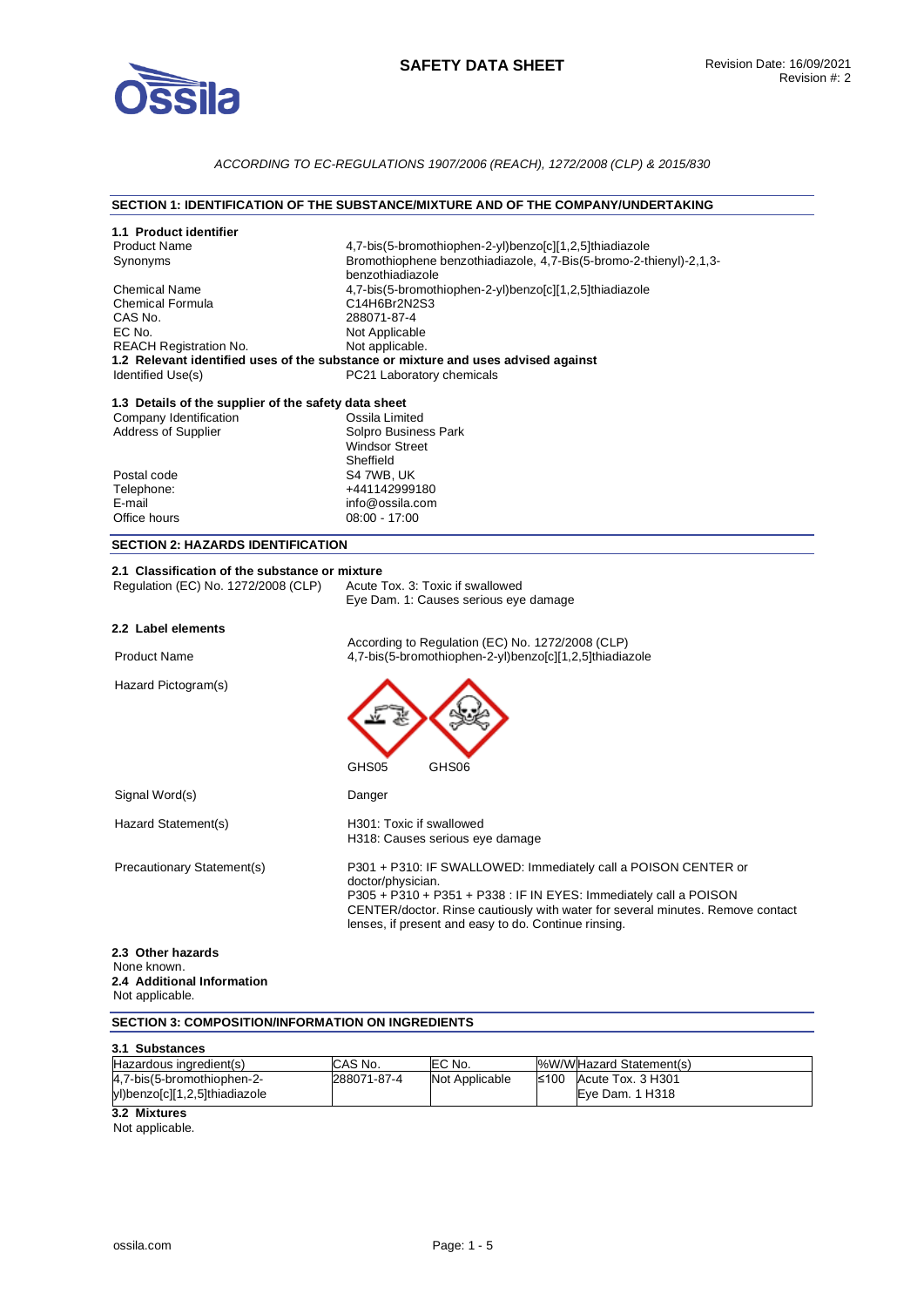# SAFETY DATA SHEET

Revision Date: 16/09/2021
Revision #: 2

*ACCORDING TO EC-REGULATIONS 1907/2006 (REACH), 1272/2008 (CLP) & 2015/830*

## SECTION 1: IDENTIFICATION OF THE SUBSTANCE/MIXTURE AND OF THE COMPANY/UNDERTAKING

### 1.1 Product identifier

| | |
|---|---|
| Product Name | 4,7-bis(5-bromothiophen-2-yl)benzo[c][1,2,5]thiadiazole |
| Synonyms | Bromothiophene benzothiadiazole, 4,7-Bis(5-bromo-2-thienyl)-2,1,3-benzothiadiazole |
| Chemical Name | 4,7-bis(5-bromothiophen-2-yl)benzo[c][1,2,5]thiadiazole |
| Chemical Formula | $C_{14}H_6Br_2N_2S_3$ |
| CAS No. | 288071-87-4 |
| EC No. | Not Applicable |
| REACH Registration No. | Not applicable. |

### 1.2 Relevant identified uses of the substance or mixture and uses advised against

| | |
|---|---|
| Identified Use(s) | PC21 Laboratory chemicals |

### 1.3 Details of the supplier of the safety data sheet

| | |
|---|---|
| Company Identification | Ossila Limited |
| Address of Supplier | Solpro Business Park<br>Windsor Street<br>Sheffield |
| Postal code | S4 7WB, UK |
| Telephone: | +441142999180 |
| E-mail | info@ossila.com |
| Office hours | 08:00 - 17:00 |

## SECTION 2: HAZARDS IDENTIFICATION

### 2.1 Classification of the substance or mixture

| | |
|---|---|
| Regulation (EC) No. 1272/2008 (CLP) | Acute Tox. 3: Toxic if swallowed<br>Eye Dam. 1: Causes serious eye damage |

### 2.2 Label elements

According to Regulation (EC) No. 1272/2008 (CLP)

| | |
|---|---|
| Product Name | 4,7-bis(5-bromothiophen-2-yl)benzo[c][1,2,5]thiadiazole |
| Hazard Pictogram(s) | GHS05 GHS06 |
| Signal Word(s) | Danger |
| Hazard Statement(s) | H301: Toxic if swallowed<br>H318: Causes serious eye damage |
| Precautionary Statement(s) | P301 + P310: IF SWALLOWED: Immediately call a POISON CENTER or doctor/physician.<br>P305 + P310 + P351 + P338 : IF IN EYES: Immediately call a POISON CENTER/doctor. Rinse cautiously with water for several minutes. Remove contact lenses, if present and easy to do. Continue rinsing. |

### 2.3 Other hazards

None known.

### 2.4 Additional Information

Not applicable.

## SECTION 3: COMPOSITION/INFORMATION ON INGREDIENTS

### 3.1 Substances

| Hazardous ingredient(s) | CAS No. | EC No. | %W/W | Hazard Statement(s) |
|---|---|---|---|---|
| 4,7-bis(5-bromothiophen-2-yl)benzo[c][1,2,5]thiadiazole | 288071-87-4 | Not Applicable | ≤100 | Acute Tox. 3 H301<br>Eye Dam. 1 H318 |

### 3.2 Mixtures

Not applicable.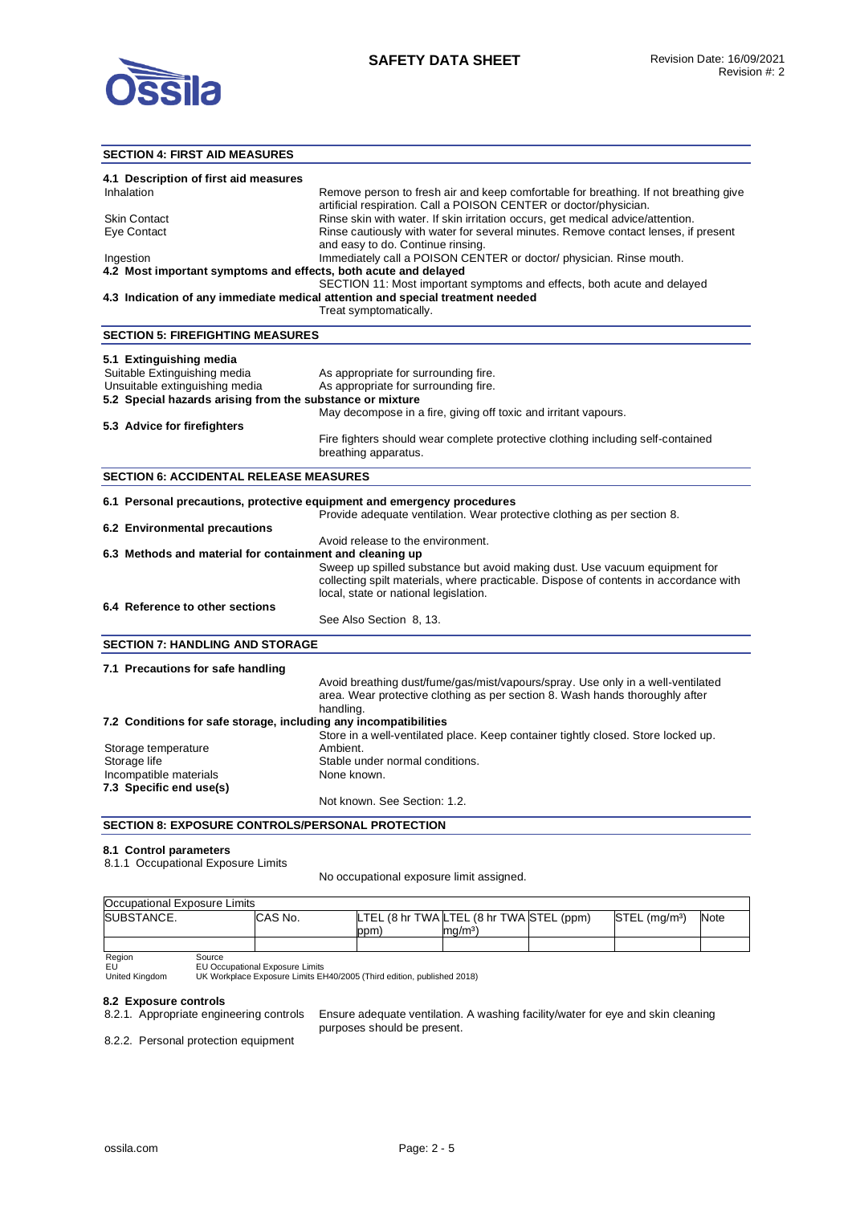## SECTION 4: FIRST AID MEASURES

### 4.1 Description of first aid measures

| | |
|---|---|
| Inhalation | Remove person to fresh air and keep comfortable for breathing. If not breathing give artificial respiration. Call a POISON CENTER or doctor/physician. |
| Skin Contact | Rinse skin with water. If skin irritation occurs, get medical advice/attention. |
| Eye Contact | Rinse cautiously with water for several minutes. Remove contact lenses, if present and easy to do. Continue rinsing. |
| Ingestion | Immediately call a POISON CENTER or doctor/ physician. Rinse mouth. |

### 4.2 Most important symptoms and effects, both acute and delayed

SECTION 11: Most important symptoms and effects, both acute and delayed

### 4.3 Indication of any immediate medical attention and special treatment needed

Treat symptomatically.

## SECTION 5: FIREFIGHTING MEASURES

### 5.1 Extinguishing media

| | |
|---|---|
| Suitable Extinguishing media | As appropriate for surrounding fire. |
| Unsuitable extinguishing media | As appropriate for surrounding fire. |

### 5.2 Special hazards arising from the substance or mixture

May decompose in a fire, giving off toxic and irritant vapours.

### 5.3 Advice for firefighters

Fire fighters should wear complete protective clothing including self-contained breathing apparatus.

## SECTION 6: ACCIDENTAL RELEASE MEASURES

### 6.1 Personal precautions, protective equipment and emergency procedures

Provide adequate ventilation. Wear protective clothing as per section 8.

### 6.2 Environmental precautions

Avoid release to the environment.

### 6.3 Methods and material for containment and cleaning up

Sweep up spilled substance but avoid making dust. Use vacuum equipment for collecting spilt materials, where practicable. Dispose of contents in accordance with local, state or national legislation.

### 6.4 Reference to other sections

See Also Section 8, 13.

## SECTION 7: HANDLING AND STORAGE

### 7.1 Precautions for safe handling

Avoid breathing dust/fume/gas/mist/vapours/spray. Use only in a well-ventilated area. Wear protective clothing as per section 8. Wash hands thoroughly after handling.

### 7.2 Conditions for safe storage, including any incompatibilities

Store in a well-ventilated place. Keep container tightly closed. Store locked up.

| | |
|---|---|
| Storage temperature | Ambient. |
| Storage life | Stable under normal conditions. |
| Incompatible materials | None known. |

### 7.3 Specific end use(s)

Not known. See Section: 1.2.

## SECTION 8: EXPOSURE CONTROLS/PERSONAL PROTECTION

### 8.1 Control parameters

8.1.1 Occupational Exposure Limits

No occupational exposure limit assigned.

| Occupational Exposure Limits | | | | | | |
|---|---|---|---|---|---|---|
| SUBSTANCE. | CAS No. | LTEL (8 hr TWA ppm) | LTEL (8 hr TWA mg/m³) | STEL (ppm) | STEL (mg/m³) | Note |
| | | | | | | |

| Region | Source |
|---|---|
| EU | EU Occupational Exposure Limits |
| United Kingdom | UK Workplace Exposure Limits EH40/2005 (Third edition, published 2018) |

### 8.2 Exposure controls

8.2.1. Appropriate engineering controls: Ensure adequate ventilation. A washing facility/water for eye and skin cleaning purposes should be present.

8.2.2. Personal protection equipment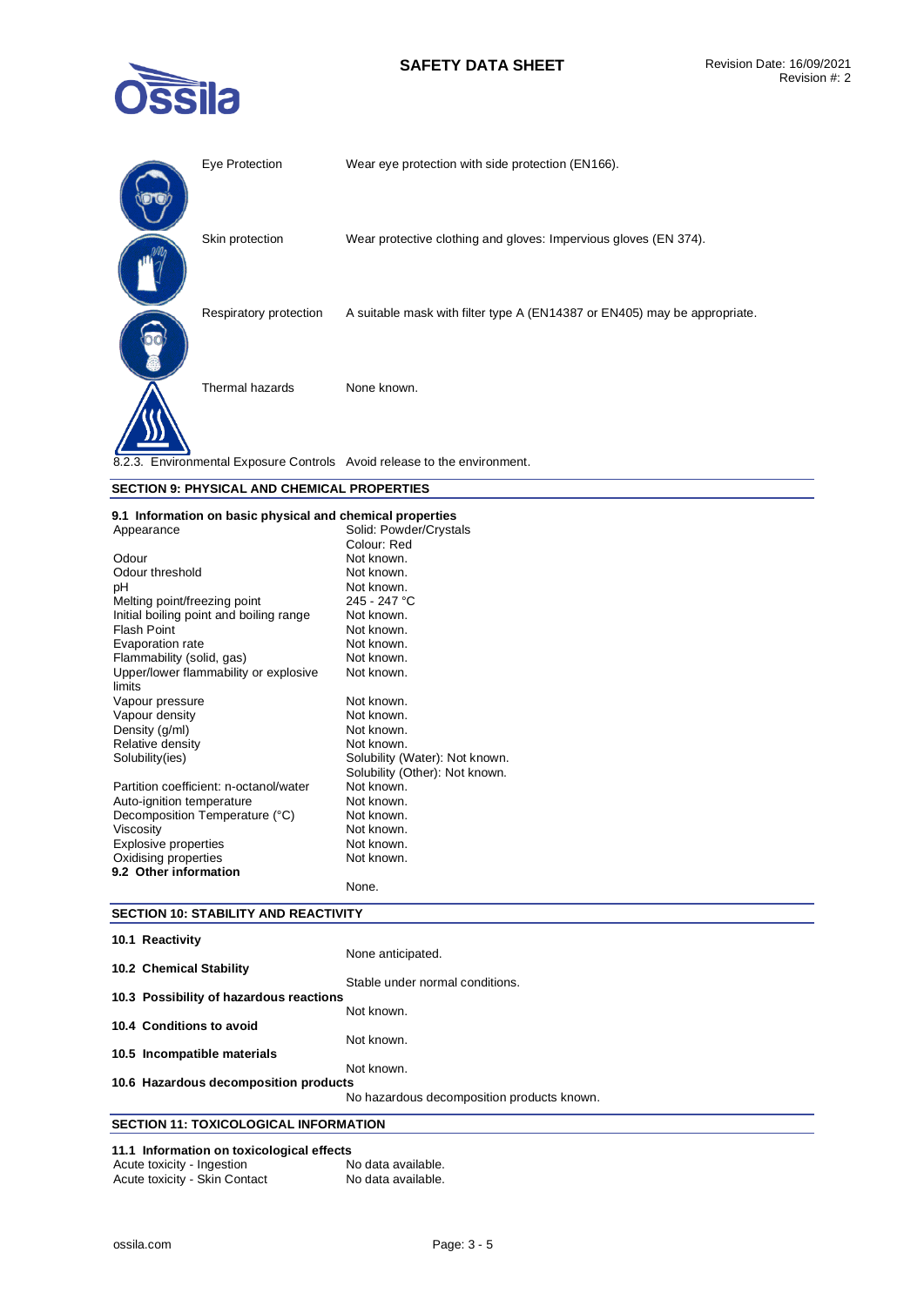| | |
|---|---|
| Eye Protection | Wear eye protection with side protection (EN166). |
| Skin protection | Wear protective clothing and gloves: Impervious gloves (EN 374). |
| Respiratory protection | A suitable mask with filter type A (EN14387 or EN405) may be appropriate. |
| Thermal hazards | None known. |

8.2.3. Environmental Exposure Controls Avoid release to the environment.

## SECTION 9: PHYSICAL AND CHEMICAL PROPERTIES

### 9.1 Information on basic physical and chemical properties

| | |
|---|---|
| Appearance | Solid: Powder/Crystals<br>Colour: Red |
| Odour | Not known. |
| Odour threshold | Not known. |
| pH | Not known. |
| Melting point/freezing point | 245 - 247 °C |
| Initial boiling point and boiling range | Not known. |
| Flash Point | Not known. |
| Evaporation rate | Not known. |
| Flammability (solid, gas) | Not known. |
| Upper/lower flammability or explosive limits | Not known. |
| Vapour pressure | Not known. |
| Vapour density | Not known. |
| Density (g/ml) | Not known. |
| Relative density | Not known. |
| Solubility(ies) | Solubility (Water): Not known.<br>Solubility (Other): Not known. |
| Partition coefficient: n-octanol/water | Not known. |
| Auto-ignition temperature | Not known. |
| Decomposition Temperature (°C) | Not known. |
| Viscosity | Not known. |
| Explosive properties | Not known. |
| Oxidising properties | Not known. |

### 9.2 Other information

None.

## SECTION 10: STABILITY AND REACTIVITY

### 10.1 Reactivity

None anticipated.

### 10.2 Chemical Stability

Stable under normal conditions.

### 10.3 Possibility of hazardous reactions

Not known.

### 10.4 Conditions to avoid

Not known.

### 10.5 Incompatible materials

Not known.

### 10.6 Hazardous decomposition products

No hazardous decomposition products known.

## SECTION 11: TOXICOLOGICAL INFORMATION

### 11.1 Information on toxicological effects

| | |
|---|---|
| Acute toxicity - Ingestion | No data available. |
| Acute toxicity - Skin Contact | No data available. |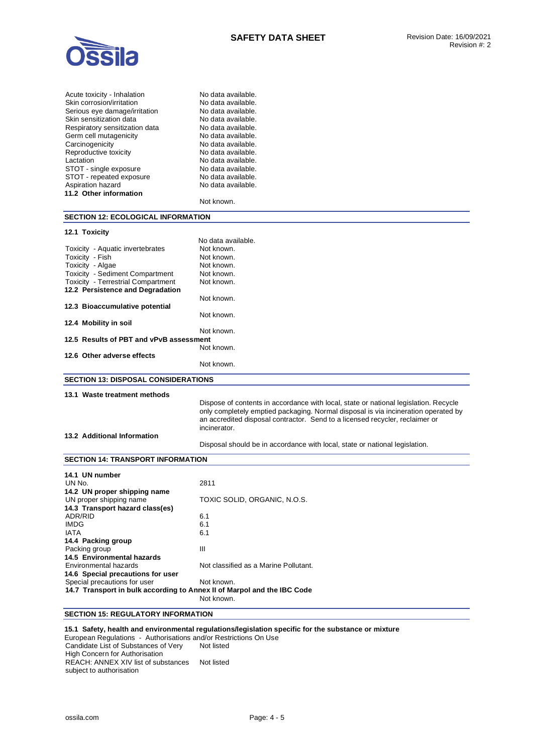| | |
|---|---|
| Acute toxicity - Inhalation | No data available. |
| Skin corrosion/irritation | No data available. |
| Serious eye damage/irritation | No data available. |
| Skin sensitization data | No data available. |
| Respiratory sensitization data | No data available. |
| Germ cell mutagenicity | No data available. |
| Carcinogenicity | No data available. |
| Reproductive toxicity | No data available. |
| Lactation | No data available. |
| STOT - single exposure | No data available. |
| STOT - repeated exposure | No data available. |
| Aspiration hazard | No data available. |

**11.2 Other information**

Not known.

## SECTION 12: ECOLOGICAL INFORMATION

**12.1 Toxicity**

No data available.

| | |
|---|---|
| Toxicity - Aquatic invertebrates | Not known. |
| Toxicity - Fish | Not known. |
| Toxicity - Algae | Not known. |
| Toxicity - Sediment Compartment | Not known. |
| Toxicity - Terrestrial Compartment | Not known. |

**12.2 Persistence and Degradation**

Not known.

**12.3 Bioaccumulative potential**

Not known.

**12.4 Mobility in soil**

Not known.

**12.5 Results of PBT and vPvB assessment**

Not known.

**12.6 Other adverse effects**

Not known.

## SECTION 13: DISPOSAL CONSIDERATIONS

**13.1 Waste treatment methods**

Dispose of contents in accordance with local, state or national legislation. Recycle only completely emptied packaging. Normal disposal is via incineration operated by an accredited disposal contractor. Send to a licensed recycler, reclaimer or incinerator.

**13.2 Additional Information**

Disposal should be in accordance with local, state or national legislation.

## SECTION 14: TRANSPORT INFORMATION

**14.1 UN number**

| | |
|---|---|
| UN No. | 2811 |

**14.2 UN proper shipping name**

| | |
|---|---|
| UN proper shipping name | TOXIC SOLID, ORGANIC, N.O.S. |

**14.3 Transport hazard class(es)**

| | |
|---|---|
| ADR/RID | 6.1 |
| IMDG | 6.1 |
| IATA | 6.1 |

**14.4 Packing group**

| | |
|---|---|
| Packing group | III |

**14.5 Environmental hazards**

| | |
|---|---|
| Environmental hazards | Not classified as a Marine Pollutant. |

**14.6 Special precautions for user**

| | |
|---|---|
| Special precautions for user | Not known. |

**14.7 Transport in bulk according to Annex II of Marpol and the IBC Code**

Not known.

## SECTION 15: REGULATORY INFORMATION

**15.1 Safety, health and environmental regulations/legislation specific for the substance or mixture**

European Regulations - Authorisations and/or Restrictions On Use

| | |
|---|---|
| Candidate List of Substances of Very High Concern for Authorisation | Not listed |
| REACH: ANNEX XIV list of substances subject to authorisation | Not listed |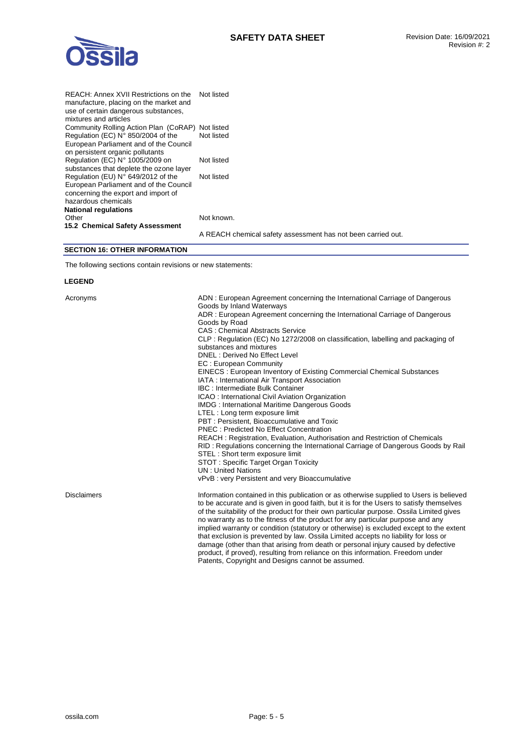| | |
|---|---|
| REACH: Annex XVII Restrictions on the manufacture, placing on the market and use of certain dangerous substances, mixtures and articles | Not listed |
| Community Rolling Action Plan (CoRAP) | Not listed |
| Regulation (EC) N° 850/2004 of the European Parliament and of the Council on persistent organic pollutants | Not listed |
| Regulation (EC) N° 1005/2009 on substances that deplete the ozone layer | Not listed |
| Regulation (EU) N° 649/2012 of the European Parliament and of the Council concerning the export and import of hazardous chemicals | Not listed |

**National regulations**

| | |
|---|---|
| Other | Not known. |

**15.2 Chemical Safety Assessment**

A REACH chemical safety assessment has not been carried out.

## SECTION 16: OTHER INFORMATION

The following sections contain revisions or new statements:

**LEGEND**

Acronyms

- ADN : European Agreement concerning the International Carriage of Dangerous Goods by Inland Waterways
- ADR : European Agreement concerning the International Carriage of Dangerous Goods by Road
- CAS : Chemical Abstracts Service
- CLP : Regulation (EC) No 1272/2008 on classification, labelling and packaging of substances and mixtures
- DNEL : Derived No Effect Level
- EC : European Community
- EINECS : European Inventory of Existing Commercial Chemical Substances
- IATA : International Air Transport Association
- IBC : Intermediate Bulk Container
- ICAO : International Civil Aviation Organization
- IMDG : International Maritime Dangerous Goods
- LTEL : Long term exposure limit
- PBT : Persistent, Bioaccumulative and Toxic
- PNEC : Predicted No Effect Concentration
- REACH : Registration, Evaluation, Authorisation and Restriction of Chemicals
- RID : Regulations concerning the International Carriage of Dangerous Goods by Rail
- STEL : Short term exposure limit
- STOT : Specific Target Organ Toxicity
- UN : United Nations
- vPvB : very Persistent and very Bioaccumulative

Disclaimers

Information contained in this publication or as otherwise supplied to Users is believed to be accurate and is given in good faith, but it is for the Users to satisfy themselves of the suitability of the product for their own particular purpose. Ossila Limited gives no warranty as to the fitness of the product for any particular purpose and any implied warranty or condition (statutory or otherwise) is excluded except to the extent that exclusion is prevented by law. Ossila Limited accepts no liability for loss or damage (other than that arising from death or personal injury caused by defective product, if proved), resulting from reliance on this information. Freedom under Patents, Copyright and Designs cannot be assumed.